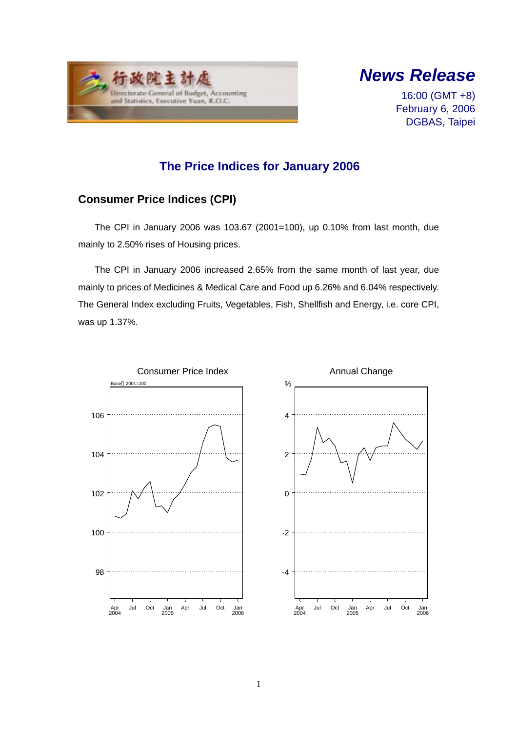行政院主計處

Directorate-General of Budget, Accounting and Statistics, Executive Yuan, R.O.C.

# *News Release*

16:00 (GMT +8)
February 6, 2006
DGBAS, Taipei

## The Price Indices for January 2006

### Consumer Price Indices (CPI)

The CPI in January 2006 was 103.67 (2001=100), up 0.10% from last month, due mainly to 2.50% rises of Housing prices.

The CPI in January 2006 increased 2.65% from the same month of last year, due mainly to prices of Medicines & Medical Care and Food up 6.26% and 6.04% respectively. The General Index excluding Fruits, Vegetables, Fish, Shellfish and Energy, i.e. core CPI, was up 1.37%.

Consumer Price Index

Base：2001=100

Annual Change

%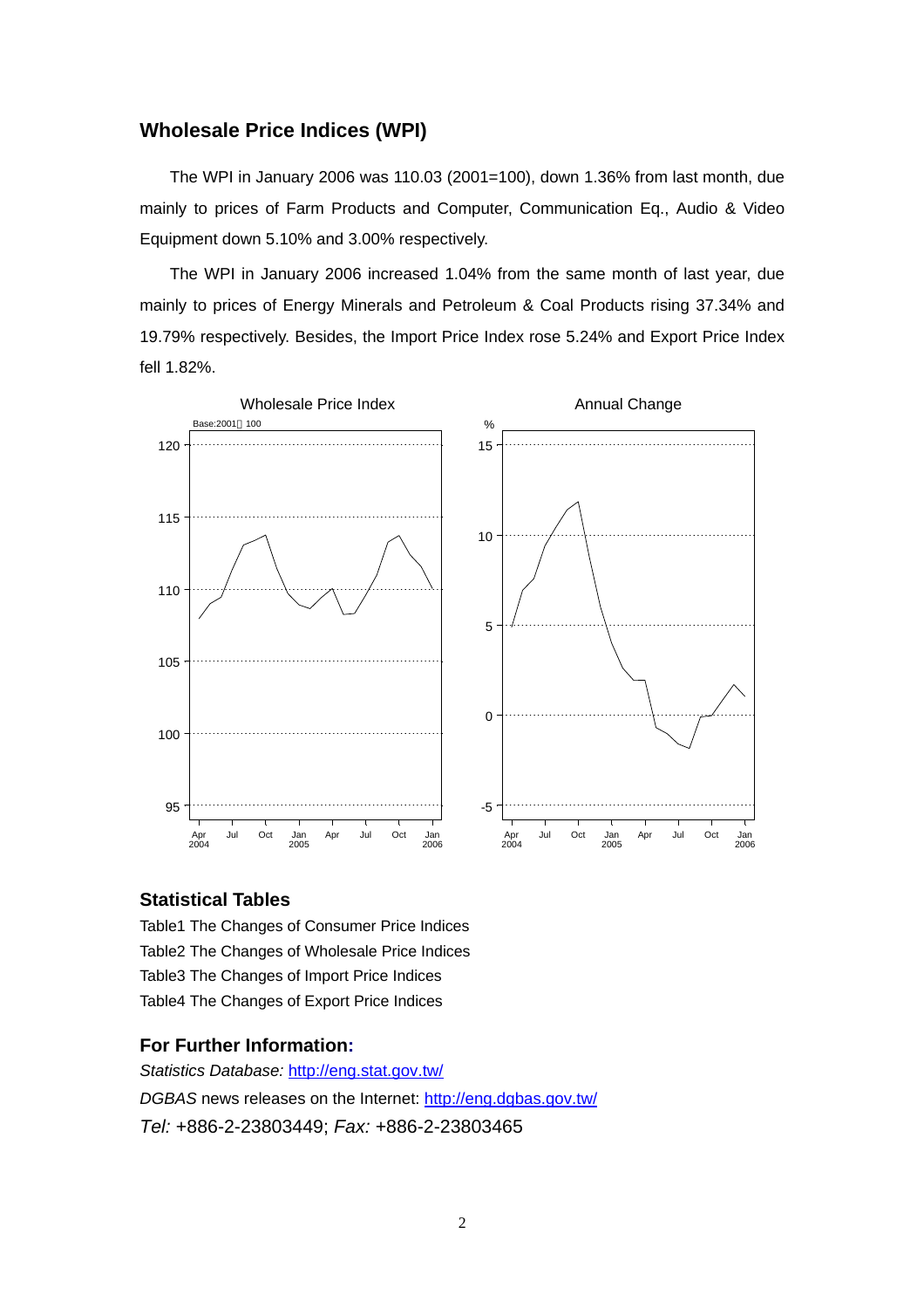## Wholesale Price Indices (WPI)

The WPI in January 2006 was 110.03 (2001=100), down 1.36% from last month, due mainly to prices of Farm Products and Computer, Communication Eq., Audio & Video Equipment down 5.10% and 3.00% respectively.

The WPI in January 2006 increased 1.04% from the same month of last year, due mainly to prices of Energy Minerals and Petroleum & Coal Products rising 37.34% and 19.79% respectively. Besides, the Import Price Index rose 5.24% and Export Price Index fell 1.82%.

## Statistical Tables

Table1 The Changes of Consumer Price Indices

Table2 The Changes of Wholesale Price Indices

Table3 The Changes of Import Price Indices

Table4 The Changes of Export Price Indices

## For Further Information:

*Statistics Database:* http://eng.stat.gov.tw/

*DGBAS* news releases on the Internet: http://eng.dgbas.gov.tw/

*Tel:* +886-2-23803449; *Fax:* +886-2-23803465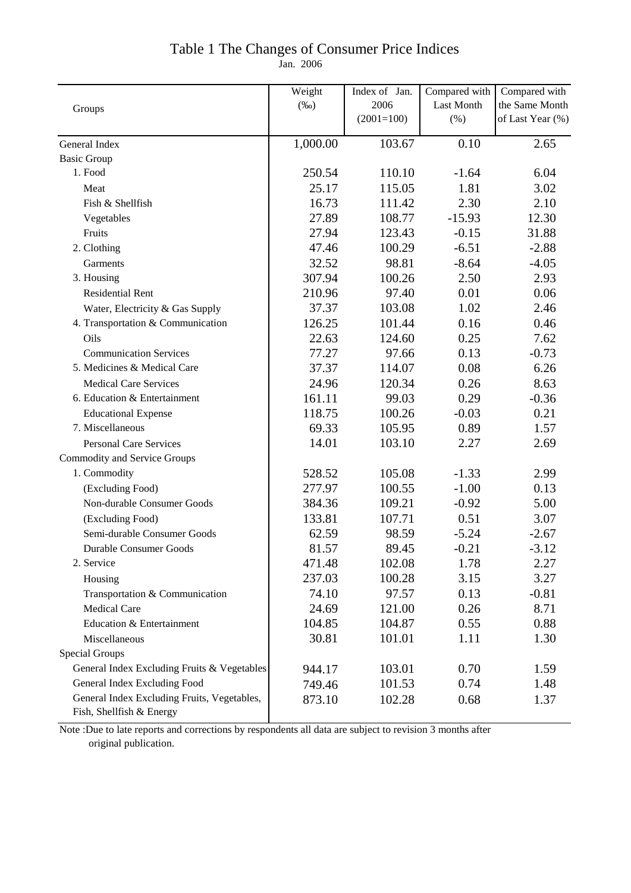# Table 1 The Changes of Consumer Price Indices

Jan. 2006

| Groups | Weight (‰) | Index of Jan. 2006 (2001=100) | Compared with Last Month (%) | Compared with the Same Month of Last Year (%) |
|---|---|---|---|---|
| General Index | 1,000.00 | 103.67 | 0.10 | 2.65 |
| Basic Group | | | | |
| 1. Food | 250.54 | 110.10 | -1.64 | 6.04 |
| Meat | 25.17 | 115.05 | 1.81 | 3.02 |
| Fish & Shellfish | 16.73 | 111.42 | 2.30 | 2.10 |
| Vegetables | 27.89 | 108.77 | -15.93 | 12.30 |
| Fruits | 27.94 | 123.43 | -0.15 | 31.88 |
| 2. Clothing | 47.46 | 100.29 | -6.51 | -2.88 |
| Garments | 32.52 | 98.81 | -8.64 | -4.05 |
| 3. Housing | 307.94 | 100.26 | 2.50 | 2.93 |
| Residential Rent | 210.96 | 97.40 | 0.01 | 0.06 |
| Water, Electricity & Gas Supply | 37.37 | 103.08 | 1.02 | 2.46 |
| 4. Transportation & Communication | 126.25 | 101.44 | 0.16 | 0.46 |
| Oils | 22.63 | 124.60 | 0.25 | 7.62 |
| Communication Services | 77.27 | 97.66 | 0.13 | -0.73 |
| 5. Medicines & Medical Care | 37.37 | 114.07 | 0.08 | 6.26 |
| Medical Care Services | 24.96 | 120.34 | 0.26 | 8.63 |
| 6. Education & Entertainment | 161.11 | 99.03 | 0.29 | -0.36 |
| Educational Expense | 118.75 | 100.26 | -0.03 | 0.21 |
| 7. Miscellaneous | 69.33 | 105.95 | 0.89 | 1.57 |
| Personal Care Services | 14.01 | 103.10 | 2.27 | 2.69 |
| Commodity and Service Groups | | | | |
| 1. Commodity | 528.52 | 105.08 | -1.33 | 2.99 |
| (Excluding Food) | 277.97 | 100.55 | -1.00 | 0.13 |
| Non-durable Consumer Goods | 384.36 | 109.21 | -0.92 | 5.00 |
| (Excluding Food) | 133.81 | 107.71 | 0.51 | 3.07 |
| Semi-durable Consumer Goods | 62.59 | 98.59 | -5.24 | -2.67 |
| Durable Consumer Goods | 81.57 | 89.45 | -0.21 | -3.12 |
| 2. Service | 471.48 | 102.08 | 1.78 | 2.27 |
| Housing | 237.03 | 100.28 | 3.15 | 3.27 |
| Transportation & Communication | 74.10 | 97.57 | 0.13 | -0.81 |
| Medical Care | 24.69 | 121.00 | 0.26 | 8.71 |
| Education & Entertainment | 104.85 | 104.87 | 0.55 | 0.88 |
| Miscellaneous | 30.81 | 101.01 | 1.11 | 1.30 |
| Special Groups | | | | |
| General Index Excluding Fruits & Vegetables | 944.17 | 103.01 | 0.70 | 1.59 |
| General Index Excluding Food | 749.46 | 101.53 | 0.74 | 1.48 |
| General Index Excluding Fruits, Vegetables, Fish, Shellfish & Energy | 873.10 | 102.28 | 0.68 | 1.37 |

Note :Due to late reports and corrections by respondents all data are subject to revision 3 months after original publication.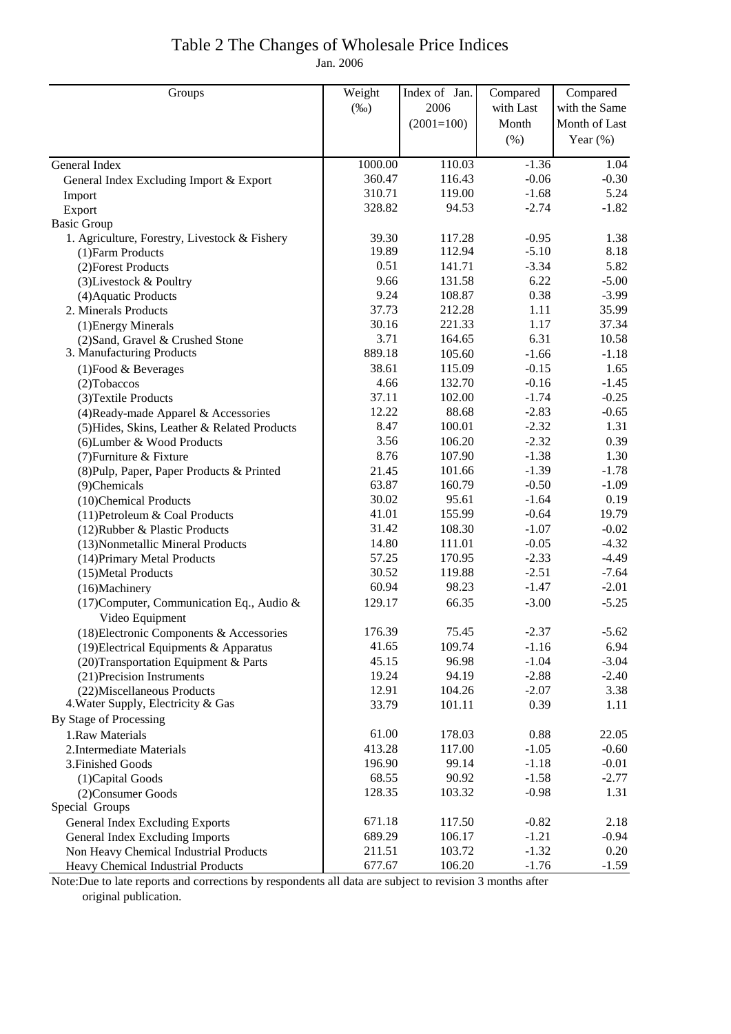# Table 2 The Changes of Wholesale Price Indices

Jan. 2006

| Groups | Weight (‰) | Index of Jan. 2006 (2001=100) | Compared with Last Month (%) | Compared with the Same Month of Last Year (%) |
|---|---|---|---|---|
| General Index | 1000.00 | 110.03 | -1.36 | 1.04 |
| General Index Excluding Import & Export | 360.47 | 116.43 | -0.06 | -0.30 |
| Import | 310.71 | 119.00 | -1.68 | 5.24 |
| Export | 328.82 | 94.53 | -2.74 | -1.82 |
| Basic Group | | | | |
| 1. Agriculture, Forestry, Livestock & Fishery | 39.30 | 117.28 | -0.95 | 1.38 |
| (1)Farm Products | 19.89 | 112.94 | -5.10 | 8.18 |
| (2)Forest Products | 0.51 | 141.71 | -3.34 | 5.82 |
| (3)Livestock & Poultry | 9.66 | 131.58 | 6.22 | -5.00 |
| (4)Aquatic Products | 9.24 | 108.87 | 0.38 | -3.99 |
| 2. Minerals Products | 37.73 | 212.28 | 1.11 | 35.99 |
| (1)Energy Minerals | 30.16 | 221.33 | 1.17 | 37.34 |
| (2)Sand, Gravel & Crushed Stone | 3.71 | 164.65 | 6.31 | 10.58 |
| 3. Manufacturing Products | 889.18 | 105.60 | -1.66 | -1.18 |
| (1)Food & Beverages | 38.61 | 115.09 | -0.15 | 1.65 |
| (2)Tobaccos | 4.66 | 132.70 | -0.16 | -1.45 |
| (3)Textile Products | 37.11 | 102.00 | -1.74 | -0.25 |
| (4)Ready-made Apparel & Accessories | 12.22 | 88.68 | -2.83 | -0.65 |
| (5)Hides, Skins, Leather & Related Products | 8.47 | 100.01 | -2.32 | 1.31 |
| (6)Lumber & Wood Products | 3.56 | 106.20 | -2.32 | 0.39 |
| (7)Furniture & Fixture | 8.76 | 107.90 | -1.38 | 1.30 |
| (8)Pulp, Paper, Paper Products & Printed | 21.45 | 101.66 | -1.39 | -1.78 |
| (9)Chemicals | 63.87 | 160.79 | -0.50 | -1.09 |
| (10)Chemical Products | 30.02 | 95.61 | -1.64 | 0.19 |
| (11)Petroleum & Coal Products | 41.01 | 155.99 | -0.64 | 19.79 |
| (12)Rubber & Plastic Products | 31.42 | 108.30 | -1.07 | -0.02 |
| (13)Nonmetallic Mineral Products | 14.80 | 111.01 | -0.05 | -4.32 |
| (14)Primary Metal Products | 57.25 | 170.95 | -2.33 | -4.49 |
| (15)Metal Products | 30.52 | 119.88 | -2.51 | -7.64 |
| (16)Machinery | 60.94 | 98.23 | -1.47 | -2.01 |
| (17)Computer, Communication Eq., Audio & Video Equipment | 129.17 | 66.35 | -3.00 | -5.25 |
| (18)Electronic Components & Accessories | 176.39 | 75.45 | -2.37 | -5.62 |
| (19)Electrical Equipments & Apparatus | 41.65 | 109.74 | -1.16 | 6.94 |
| (20)Transportation Equipment & Parts | 45.15 | 96.98 | -1.04 | -3.04 |
| (21)Precision Instruments | 19.24 | 94.19 | -2.88 | -2.40 |
| (22)Miscellaneous Products | 12.91 | 104.26 | -2.07 | 3.38 |
| 4.Water Supply, Electricity & Gas | 33.79 | 101.11 | 0.39 | 1.11 |
| By Stage of Processing | | | | |
| 1.Raw Materials | 61.00 | 178.03 | 0.88 | 22.05 |
| 2.Intermediate Materials | 413.28 | 117.00 | -1.05 | -0.60 |
| 3.Finished Goods | 196.90 | 99.14 | -1.18 | -0.01 |
| (1)Capital Goods | 68.55 | 90.92 | -1.58 | -2.77 |
| (2)Consumer Goods | 128.35 | 103.32 | -0.98 | 1.31 |
| Special Groups | | | | |
| General Index Excluding Exports | 671.18 | 117.50 | -0.82 | 2.18 |
| General Index Excluding Imports | 689.29 | 106.17 | -1.21 | -0.94 |
| Non Heavy Chemical Industrial Products | 211.51 | 103.72 | -1.32 | 0.20 |
| Heavy Chemical Industrial Products | 677.67 | 106.20 | -1.76 | -1.59 |

Note:Due to late reports and corrections by respondents all data are subject to revision 3 months after original publication.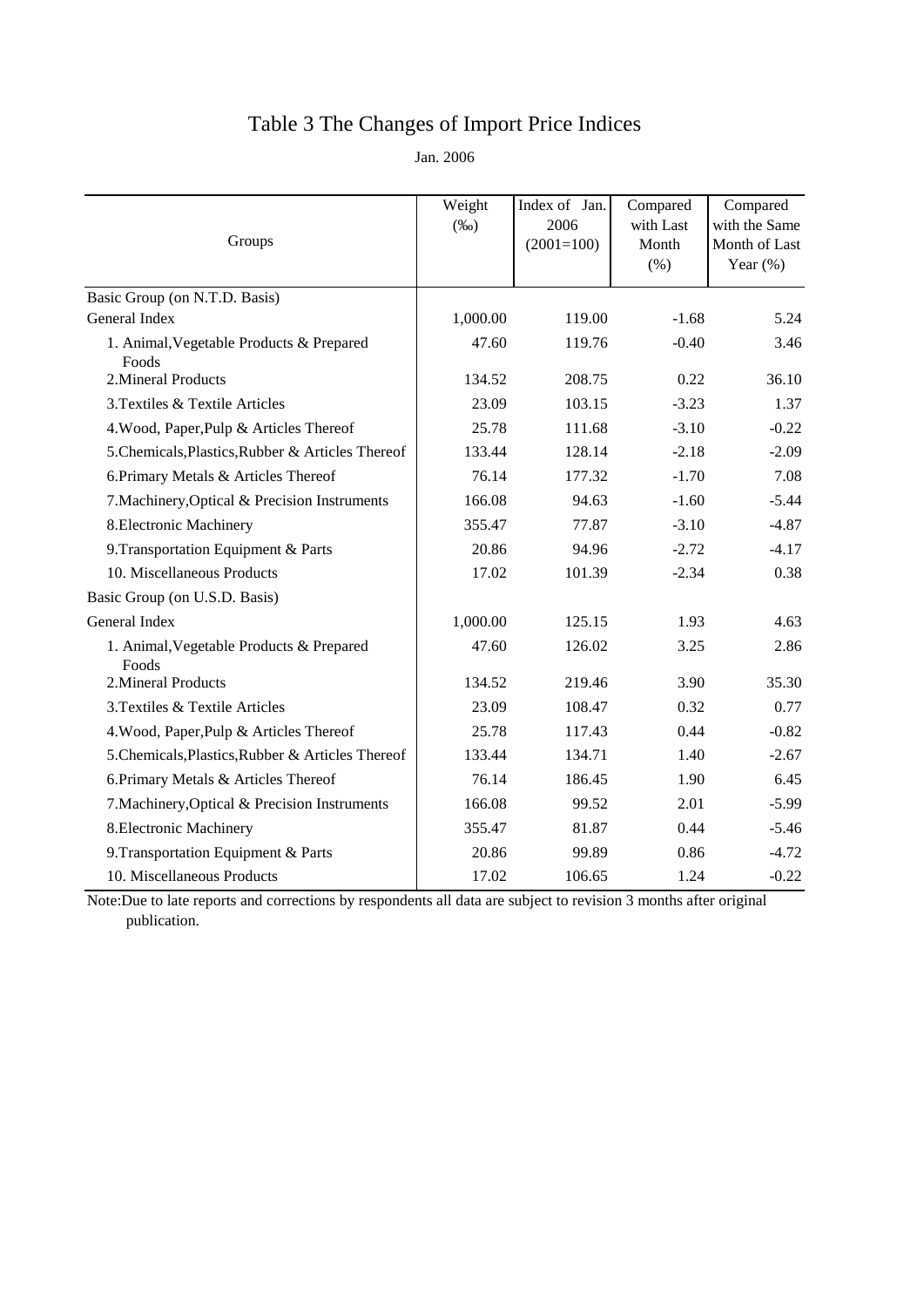# Table 3 The Changes of Import Price Indices

Jan. 2006

| Groups | Weight (‰) | Index of Jan. 2006 (2001=100) | Compared with Last Month (%) | Compared with the Same Month of Last Year (%) |
|---|---|---|---|---|
| Basic Group (on N.T.D. Basis) | | | | |
| General Index | 1,000.00 | 119.00 | -1.68 | 5.24 |
| 1. Animal,Vegetable Products & Prepared Foods | 47.60 | 119.76 | -0.40 | 3.46 |
| 2.Mineral Products | 134.52 | 208.75 | 0.22 | 36.10 |
| 3.Textiles & Textile Articles | 23.09 | 103.15 | -3.23 | 1.37 |
| 4.Wood, Paper,Pulp & Articles Thereof | 25.78 | 111.68 | -3.10 | -0.22 |
| 5.Chemicals,Plastics,Rubber & Articles Thereof | 133.44 | 128.14 | -2.18 | -2.09 |
| 6.Primary Metals & Articles Thereof | 76.14 | 177.32 | -1.70 | 7.08 |
| 7.Machinery,Optical & Precision Instruments | 166.08 | 94.63 | -1.60 | -5.44 |
| 8.Electronic Machinery | 355.47 | 77.87 | -3.10 | -4.87 |
| 9.Transportation Equipment & Parts | 20.86 | 94.96 | -2.72 | -4.17 |
| 10. Miscellaneous Products | 17.02 | 101.39 | -2.34 | 0.38 |
| Basic Group (on U.S.D. Basis) | | | | |
| General Index | 1,000.00 | 125.15 | 1.93 | 4.63 |
| 1. Animal,Vegetable Products & Prepared Foods | 47.60 | 126.02 | 3.25 | 2.86 |
| 2.Mineral Products | 134.52 | 219.46 | 3.90 | 35.30 |
| 3.Textiles & Textile Articles | 23.09 | 108.47 | 0.32 | 0.77 |
| 4.Wood, Paper,Pulp & Articles Thereof | 25.78 | 117.43 | 0.44 | -0.82 |
| 5.Chemicals,Plastics,Rubber & Articles Thereof | 133.44 | 134.71 | 1.40 | -2.67 |
| 6.Primary Metals & Articles Thereof | 76.14 | 186.45 | 1.90 | 6.45 |
| 7.Machinery,Optical & Precision Instruments | 166.08 | 99.52 | 2.01 | -5.99 |
| 8.Electronic Machinery | 355.47 | 81.87 | 0.44 | -5.46 |
| 9.Transportation Equipment & Parts | 20.86 | 99.89 | 0.86 | -4.72 |
| 10. Miscellaneous Products | 17.02 | 106.65 | 1.24 | -0.22 |

Note:Due to late reports and corrections by respondents all data are subject to revision 3 months after original publication.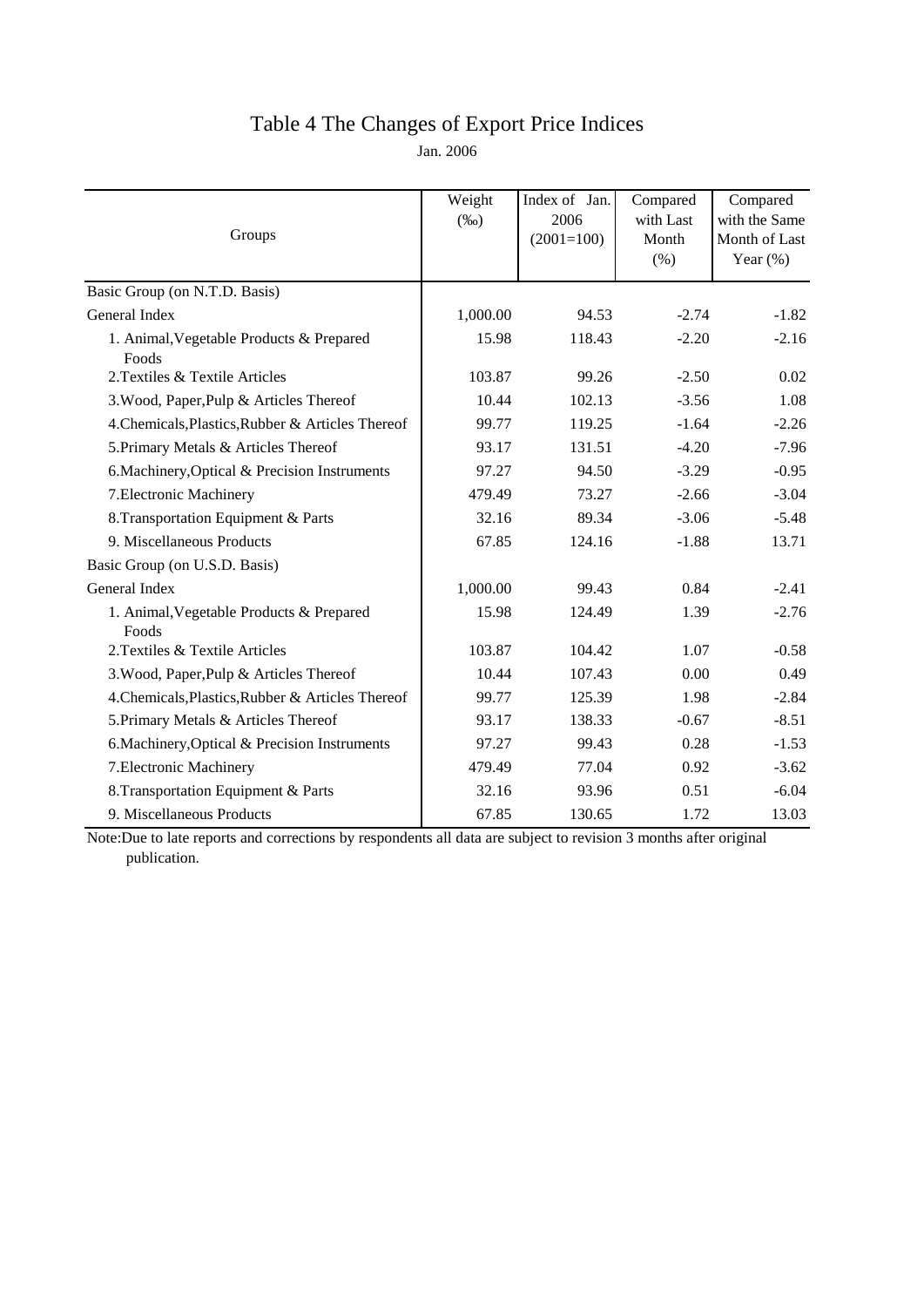# Table 4 The Changes of Export Price Indices

Jan. 2006

| Groups | Weight (‰) | Index of Jan. 2006 (2001=100) | Compared with Last Month (%) | Compared with the Same Month of Last Year (%) |
|---|---|---|---|---|
| Basic Group (on N.T.D. Basis) | | | | |
| General Index | 1,000.00 | 94.53 | -2.74 | -1.82 |
| 1. Animal,Vegetable Products & Prepared Foods | 15.98 | 118.43 | -2.20 | -2.16 |
| 2.Textiles & Textile Articles | 103.87 | 99.26 | -2.50 | 0.02 |
| 3.Wood, Paper,Pulp & Articles Thereof | 10.44 | 102.13 | -3.56 | 1.08 |
| 4.Chemicals,Plastics,Rubber & Articles Thereof | 99.77 | 119.25 | -1.64 | -2.26 |
| 5.Primary Metals & Articles Thereof | 93.17 | 131.51 | -4.20 | -7.96 |
| 6.Machinery,Optical & Precision Instruments | 97.27 | 94.50 | -3.29 | -0.95 |
| 7.Electronic Machinery | 479.49 | 73.27 | -2.66 | -3.04 |
| 8.Transportation Equipment & Parts | 32.16 | 89.34 | -3.06 | -5.48 |
| 9. Miscellaneous Products | 67.85 | 124.16 | -1.88 | 13.71 |
| Basic Group (on U.S.D. Basis) | | | | |
| General Index | 1,000.00 | 99.43 | 0.84 | -2.41 |
| 1. Animal,Vegetable Products & Prepared Foods | 15.98 | 124.49 | 1.39 | -2.76 |
| 2.Textiles & Textile Articles | 103.87 | 104.42 | 1.07 | -0.58 |
| 3.Wood, Paper,Pulp & Articles Thereof | 10.44 | 107.43 | 0.00 | 0.49 |
| 4.Chemicals,Plastics,Rubber & Articles Thereof | 99.77 | 125.39 | 1.98 | -2.84 |
| 5.Primary Metals & Articles Thereof | 93.17 | 138.33 | -0.67 | -8.51 |
| 6.Machinery,Optical & Precision Instruments | 97.27 | 99.43 | 0.28 | -1.53 |
| 7.Electronic Machinery | 479.49 | 77.04 | 0.92 | -3.62 |
| 8.Transportation Equipment & Parts | 32.16 | 93.96 | 0.51 | -6.04 |
| 9. Miscellaneous Products | 67.85 | 130.65 | 1.72 | 13.03 |

Note:Due to late reports and corrections by respondents all data are subject to revision 3 months after original publication.